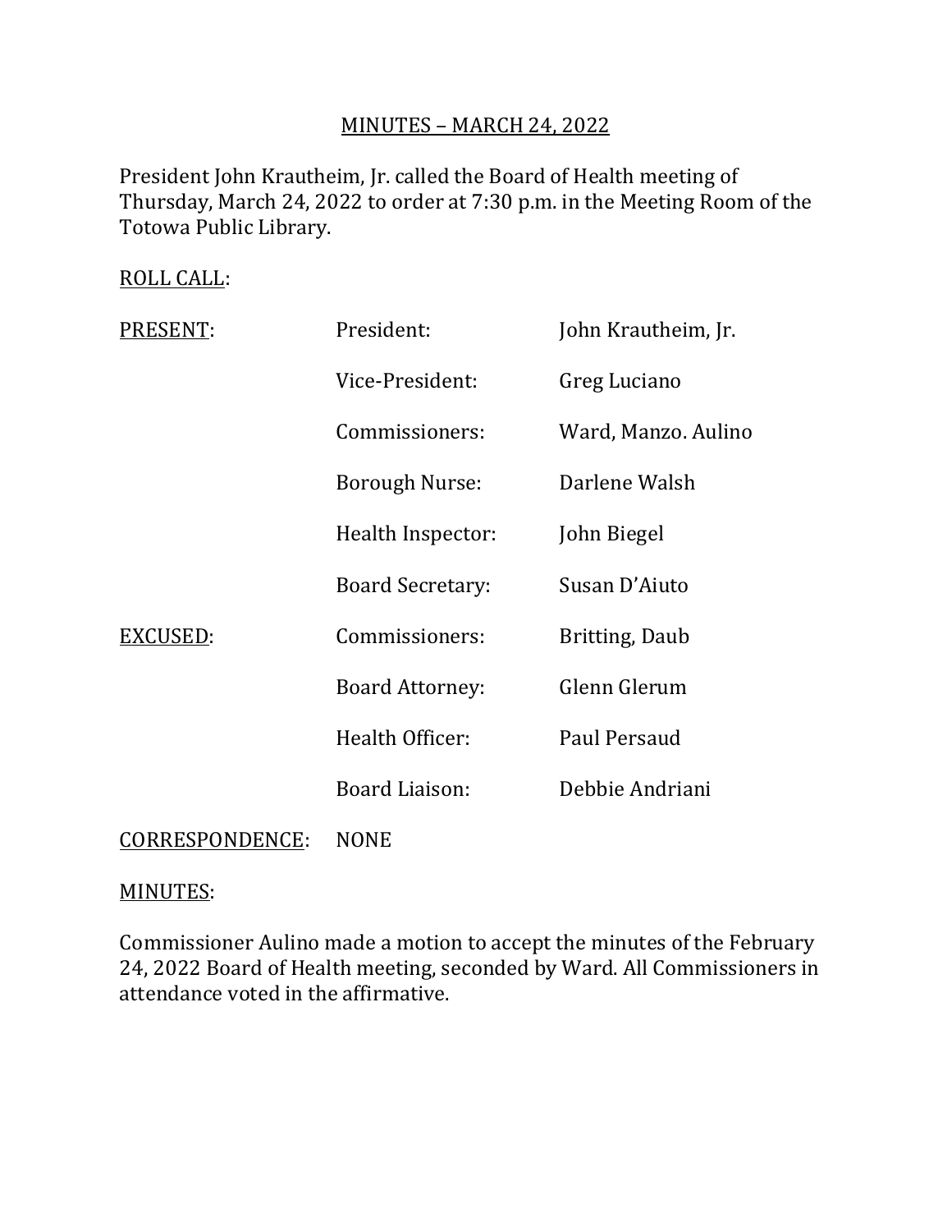MINUTES – MARCH 24, 2022

President John Krautheim, Jr. called the Board of Health meeting of Thursday, March 24, 2022 to order at 7:30 p.m. in the Meeting Room of the Totowa Public Library.

ROLL CALL:

| | | |
|---|---|---|
| PRESENT: | President: | John Krautheim, Jr. |
| | Vice-President: | Greg Luciano |
| | Commissioners: | Ward, Manzo. Aulino |
| | Borough Nurse: | Darlene Walsh |
| | Health Inspector: | John Biegel |
| | Board Secretary: | Susan D'Aiuto |
| EXCUSED: | Commissioners: | Britting, Daub |
| | Board Attorney: | Glenn Glerum |
| | Health Officer: | Paul Persaud |
| | Board Liaison: | Debbie Andriani |

CORRESPONDENCE: NONE

MINUTES:

Commissioner Aulino made a motion to accept the minutes of the February 24, 2022 Board of Health meeting, seconded by Ward. All Commissioners in attendance voted in the affirmative.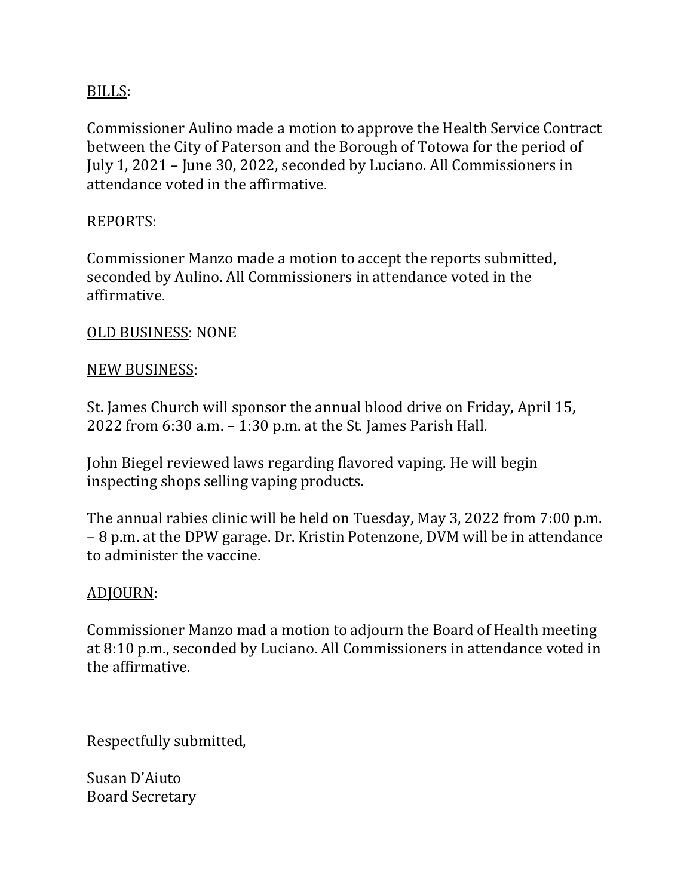<u>BILLS</u>:

Commissioner Aulino made a motion to approve the Health Service Contract between the City of Paterson and the Borough of Totowa for the period of July 1, 2021 – June 30, 2022, seconded by Luciano. All Commissioners in attendance voted in the affirmative.

<u>REPORTS</u>:

Commissioner Manzo made a motion to accept the reports submitted, seconded by Aulino. All Commissioners in attendance voted in the affirmative.

<u>OLD BUSINESS</u>: NONE

<u>NEW BUSINESS</u>:

St. James Church will sponsor the annual blood drive on Friday, April 15, 2022 from 6:30 a.m. – 1:30 p.m. at the St. James Parish Hall.

John Biegel reviewed laws regarding flavored vaping. He will begin inspecting shops selling vaping products.

The annual rabies clinic will be held on Tuesday, May 3, 2022 from 7:00 p.m. – 8 p.m. at the DPW garage. Dr. Kristin Potenzone, DVM will be in attendance to administer the vaccine.

<u>ADJOURN</u>:

Commissioner Manzo mad a motion to adjourn the Board of Health meeting at 8:10 p.m., seconded by Luciano. All Commissioners in attendance voted in the affirmative.

Respectfully submitted,

Susan D'Aiuto
Board Secretary